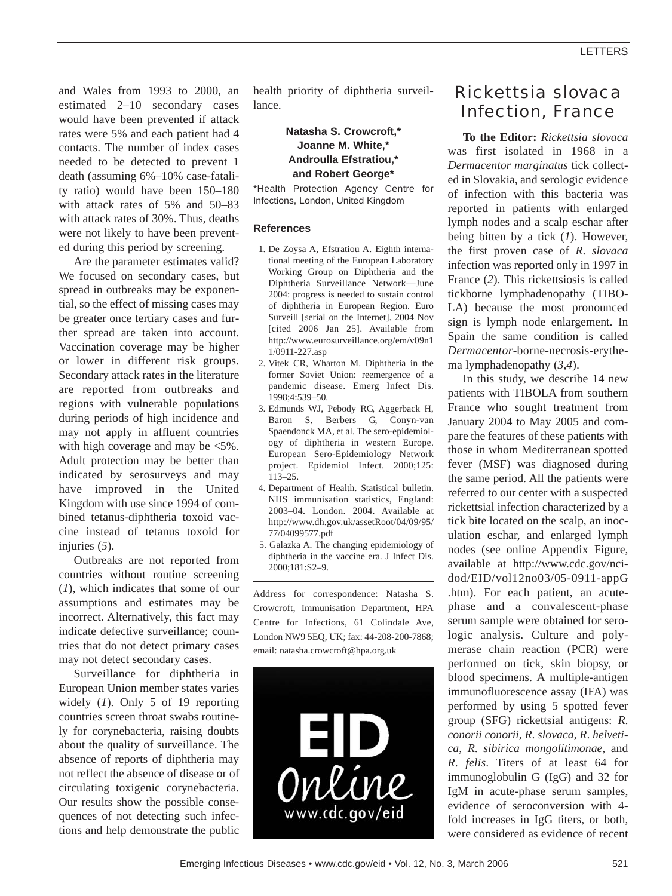and Wales from 1993 to 2000, an estimated 2–10 secondary cases would have been prevented if attack rates were 5% and each patient had 4 contacts. The number of index cases needed to be detected to prevent 1 death (assuming 6%–10% case-fatality ratio) would have been 150–180 with attack rates of 5% and 50–83 with attack rates of 30%. Thus, deaths were not likely to have been prevented during this period by screening.

Are the parameter estimates valid? We focused on secondary cases, but spread in outbreaks may be exponential, so the effect of missing cases may be greater once tertiary cases and further spread are taken into account. Vaccination coverage may be higher or lower in different risk groups. Secondary attack rates in the literature are reported from outbreaks and regions with vulnerable populations during periods of high incidence and may not apply in affluent countries with high coverage and may be <5%. Adult protection may be better than indicated by serosurveys and may have improved in the United Kingdom with use since 1994 of combined tetanus-diphtheria toxoid vaccine instead of tetanus toxoid for injuries (*5*).

Outbreaks are not reported from countries without routine screening (*1*), which indicates that some of our assumptions and estimates may be incorrect. Alternatively, this fact may indicate defective surveillance; countries that do not detect primary cases may not detect secondary cases.

Surveillance for diphtheria in European Union member states varies widely (*1*). Only 5 of 19 reporting countries screen throat swabs routinely for corynebacteria, raising doubts about the quality of surveillance. The absence of reports of diphtheria may not reflect the absence of disease or of circulating toxigenic corynebacteria. Our results show the possible consequences of not detecting such infections and help demonstrate the public health priority of diphtheria surveillance.

**Natasha S. Crowcroft,\* Joanne M. White,\* Androulla Efstratiou,\* and Robert George\***

\*Health Protection Agency Centre for Infections, London, United Kingdom

### References

1. De Zoysa A, Efstratiou A. Eighth international meeting of the European Laboratory Working Group on Diphtheria and the Diphtheria Surveillance Network—June 2004: progress is needed to sustain control of diphtheria in European Region. Euro Surveill [serial on the Internet]. 2004 Nov [cited 2006 Jan 25]. Available from http://www.eurosurveillance.org/em/v09n11/0911-227.asp
2. Vitek CR, Wharton M. Diphtheria in the former Soviet Union: reemergence of a pandemic disease. Emerg Infect Dis. 1998;4:539–50.
3. Edmunds WJ, Pebody RG, Aggerback H, Baron S, Berbers G, Conyn-van Spaendonck MA, et al. The sero-epidemiology of diphtheria in western Europe. European Sero-Epidemiology Network project. Epidemiol Infect. 2000;125:113–25.
4. Department of Health. Statistical bulletin. NHS immunisation statistics, England: 2003–04. London. 2004. Available at http://www.dh.gov.uk/assetRoot/04/09/95/77/04099577.pdf
5. Galazka A. The changing epidemiology of diphtheria in the vaccine era. J Infect Dis. 2000;181:S2–9.

Address for correspondence: Natasha S. Crowcroft, Immunisation Department, HPA Centre for Infections, 61 Colindale Ave, London NW9 5EQ, UK; fax: 44-208-200-7868; email: natasha.crowcroft@hpa.org.uk

EID Online www.cdc.gov/eid

# Rickettsia slovaca Infection, France

**To the Editor:** *Rickettsia slovaca* was first isolated in 1968 in a *Dermacentor marginatus* tick collected in Slovakia, and serologic evidence of infection with this bacteria was reported in patients with enlarged lymph nodes and a scalp eschar after being bitten by a tick (*1*). However, the first proven case of *R. slovaca* infection was reported only in 1997 in France (*2*). This rickettsiosis is called tickborne lymphadenopathy (TIBOLA) because the most pronounced sign is lymph node enlargement. In Spain the same condition is called *Dermacentor*-borne-necrosis-erythema lymphadenopathy (*3,4*).

In this study, we describe 14 new patients with TIBOLA from southern France who sought treatment from January 2004 to May 2005 and compare the features of these patients with those in whom Mediterranean spotted fever (MSF) was diagnosed during the same period. All the patients were referred to our center with a suspected rickettsial infection characterized by a tick bite located on the scalp, an inoculation eschar, and enlarged lymph nodes (see online Appendix Figure, available at http://www.cdc.gov/ncidod/EID/vol12no03/05-0911-appG.htm). For each patient, an acute-phase and a convalescent-phase serum sample were obtained for serologic analysis. Culture and polymerase chain reaction (PCR) were performed on tick, skin biopsy, or blood specimens. A multiple-antigen immunofluorescence assay (IFA) was performed by using 5 spotted fever group (SFG) rickettsial antigens: *R. conorii conorii*, *R. slovaca*, *R. helvetica*, *R. sibirica mongolitimonae*, and *R. felis*. Titers of at least 64 for immunoglobulin G (IgG) and 32 for IgM in acute-phase serum samples, evidence of seroconversion with 4-fold increases in IgG titers, or both, were considered as evidence of recent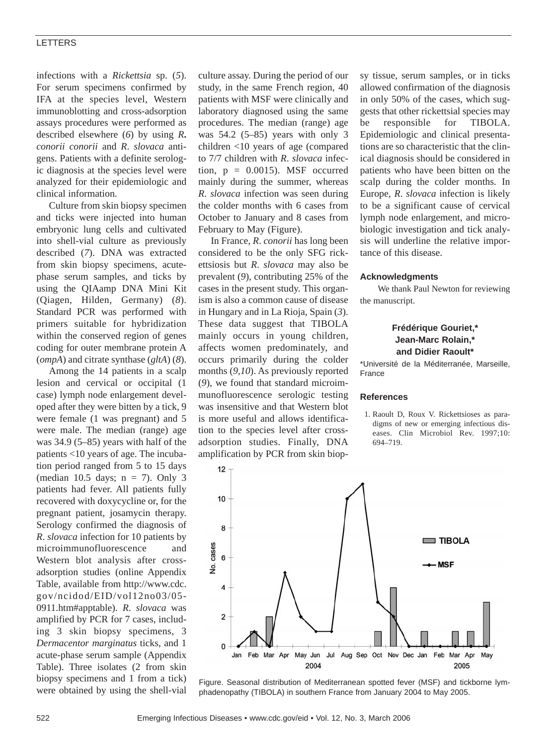infections with a *Rickettsia* sp. (*5*). For serum specimens confirmed by IFA at the species level, Western immunoblotting and cross-adsorption assays procedures were performed as described elsewhere (*6*) by using ***R.*** *conorii conorii* and *R. slovaca* antigens. Patients with a definite serologic diagnosis at the species level were analyzed for their epidemiologic and clinical information.

Culture from skin biopsy specimen and ticks were injected into human embryonic lung cells and cultivated into shell-vial culture as previously described (*7*). DNA was extracted from skin biopsy specimens, acute-phase serum samples, and ticks by using the QIAamp DNA Mini Kit (Qiagen, Hilden, Germany) (*8*). Standard PCR was performed with primers suitable for hybridization within the conserved region of genes coding for outer membrane protein A (*ompA*) and citrate synthase (*gltA*) (*8*).

Among the 14 patients in a scalp lesion and cervical or occipital (1 case) lymph node enlargement developed after they were bitten by a tick, 9 were female (1 was pregnant) and 5 were male. The median (range) age was 34.9 (5–85) years with half of the patients <10 years of age. The incubation period ranged from 5 to 15 days (median 10.5 days; n = 7). Only 3 patients had fever. All patients fully recovered with doxycycline or, for the pregnant patient, josamycin therapy. Serology confirmed the diagnosis of *R. slovaca* infection for 10 patients by microimmunofluorescence and Western blot analysis after cross-adsorption studies (online Appendix Table, available from http://www.cdc.gov/ncidod/EID/vol12no03/05-0911.htm#apptable). *R. slovaca* was amplified by PCR for 7 cases, including 3 skin biopsy specimens, 3 *Dermacentor marginatus* ticks, and 1 acute-phase serum sample (Appendix Table). Three isolates (2 from skin biopsy specimens and 1 from a tick) were obtained by using the shell-vial culture assay. During the period of our study, in the same French region, 40 patients with MSF were clinically and laboratory diagnosed using the same procedures. The median (range) age was 54.2 (5–85) years with only 3 children <10 years of age (compared to 7/7 children with *R. slovaca* infection, p = 0.0015). MSF occurred mainly during the summer, whereas *R. slovaca* infection was seen during the colder months with 6 cases from October to January and 8 cases from February to May (Figure).

In France, *R. conorii* has long been considered to be the only SFG rickettsiosis but *R. slovaca* may also be prevalent (*9*), contributing 25% of the cases in the present study. This organism is also a common cause of disease in Hungary and in La Rioja, Spain (*3*). These data suggest that TIBOLA mainly occurs in young children, affects women predominately, and occurs primarily during the colder months (*9,10*). As previously reported (*9*), we found that standard microimmunofluorescence serologic testing was insensitive and that Western blot is more useful and allows identification to the species level after cross-adsorption studies. Finally, DNA amplification by PCR from skin biopsy tissue, serum samples, or in ticks allowed confirmation of the diagnosis in only 50% of the cases, which suggests that other rickettsial species may be responsible for TIBOLA. Epidemiologic and clinical presentations are so characteristic that the clinical diagnosis should be considered in patients who have been bitten on the scalp during the colder months. In Europe, *R. slovaca* infection is likely to be a significant cause of cervical lymph node enlargement, and microbiologic investigation and tick analysis will underline the relative importance of this disease.

### Acknowledgments

We thank Paul Newton for reviewing the manuscript.

**Frédérique Gouriet,\* Jean-Marc Rolain,\* and Didier Raoult\***

\*Université de la Méditerranée, Marseille, France

### References

1. Raoult D, Roux V. Rickettsioses as paradigms of new or emerging infectious diseases. Clin Microbiol Rev. 1997;10:694–719.

Figure. Seasonal distribution of Mediterranean spotted fever (MSF) and tickborne lymphadenopathy (TIBOLA) in southern France from January 2004 to May 2005.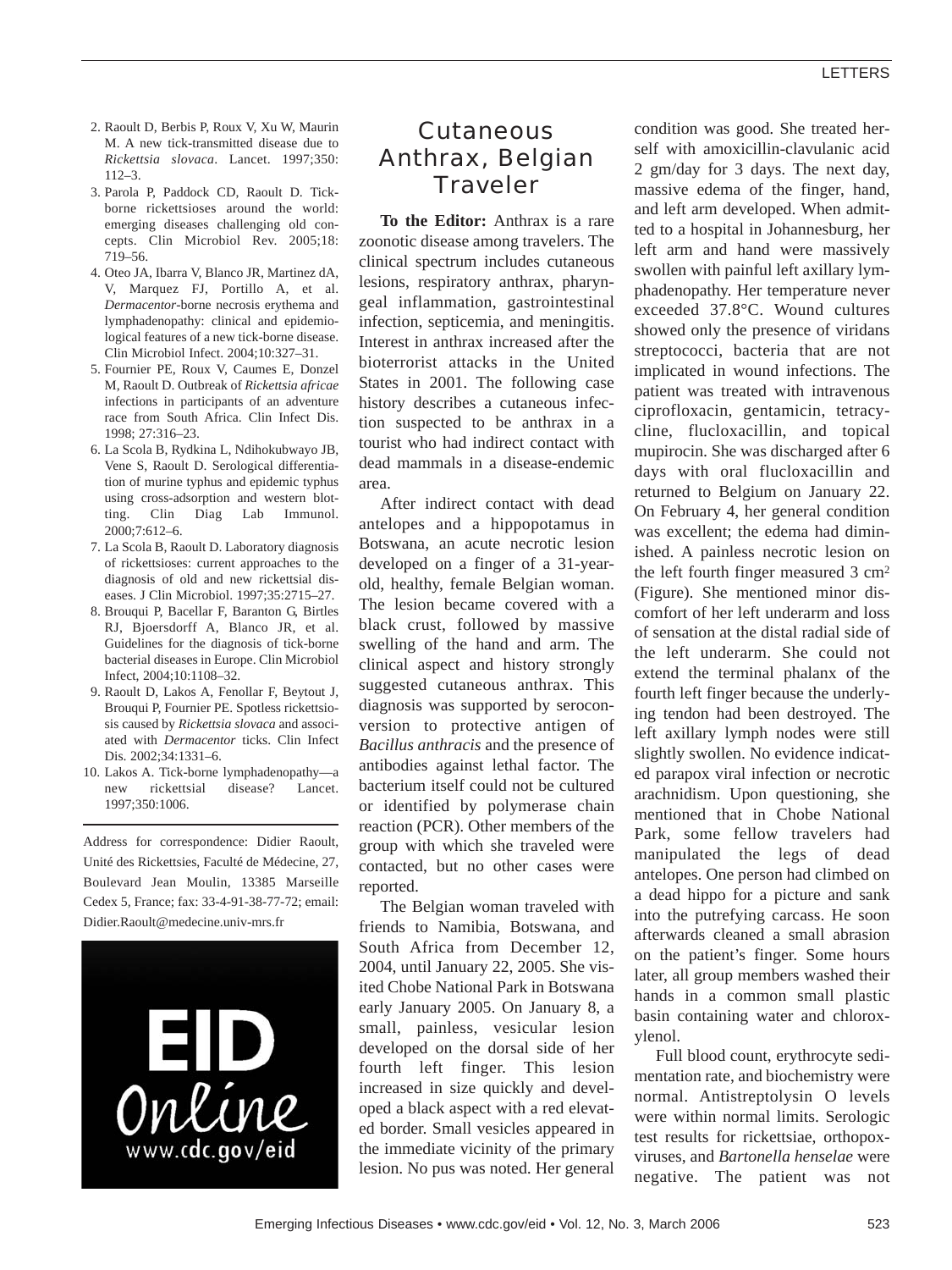2. Raoult D, Berbis P, Roux V, Xu W, Maurin M. A new tick-transmitted disease due to *Rickettsia slovaca*. Lancet. 1997;350: 112–3.
3. Parola P, Paddock CD, Raoult D. Tick-borne rickettsioses around the world: emerging diseases challenging old concepts. Clin Microbiol Rev. 2005;18: 719–56.
4. Oteo JA, Ibarra V, Blanco JR, Martinez dA, V, Marquez FJ, Portillo A, et al. *Dermacentor*-borne necrosis erythema and lymphadenopathy: clinical and epidemiological features of a new tick-borne disease. Clin Microbiol Infect. 2004;10:327–31.
5. Fournier PE, Roux V, Caumes E, Donzel M, Raoult D. Outbreak of *Rickettsia africae* infections in participants of an adventure race from South Africa. Clin Infect Dis. 1998; 27:316–23.
6. La Scola B, Rydkina L, Ndihokubwayo JB, Vene S, Raoult D. Serological differentiation of murine typhus and epidemic typhus using cross-adsorption and western blotting. Clin Diag Lab Immunol. 2000;7:612–6.
7. La Scola B, Raoult D. Laboratory diagnosis of rickettsioses: current approaches to the diagnosis of old and new rickettsial diseases. J Clin Microbiol. 1997;35:2715–27.
8. Brouqui P, Bacellar F, Baranton G, Birtles RJ, Bjoersdorff A, Blanco JR, et al. Guidelines for the diagnosis of tick-borne bacterial diseases in Europe. Clin Microbiol Infect, 2004;10:1108–32.
9. Raoult D, Lakos A, Fenollar F, Beytout J, Brouqui P, Fournier PE. Spotless rickettsiosis caused by *Rickettsia slovaca* and associated with *Dermacentor* ticks. Clin Infect Dis. 2002;34:1331–6.
10. Lakos A. Tick-borne lymphadenopathy—a new rickettsial disease? Lancet. 1997;350:1006.

Address for correspondence: Didier Raoult, Unité des Rickettsies, Faculté de Médecine, 27, Boulevard Jean Moulin, 13385 Marseille Cedex 5, France; fax: 33-4-91-38-77-72; email: Didier.Raoult@medecine.univ-mrs.fr

EID Online
www.cdc.gov/eid

# Cutaneous Anthrax, Belgian Traveler

**To the Editor:** Anthrax is a rare zoonotic disease among travelers. The clinical spectrum includes cutaneous lesions, respiratory anthrax, pharyngeal inflammation, gastrointestinal infection, septicemia, and meningitis. Interest in anthrax increased after the bioterrorist attacks in the United States in 2001. The following case history describes a cutaneous infection suspected to be anthrax in a tourist who had indirect contact with dead mammals in a disease-endemic area.

After indirect contact with dead antelopes and a hippopotamus in Botswana, an acute necrotic lesion developed on a finger of a 31-year-old, healthy, female Belgian woman. The lesion became covered with a black crust, followed by massive swelling of the hand and arm. The clinical aspect and history strongly suggested cutaneous anthrax. This diagnosis was supported by seroconversion to protective antigen of *Bacillus anthracis* and the presence of antibodies against lethal factor. The bacterium itself could not be cultured or identified by polymerase chain reaction (PCR). Other members of the group with which she traveled were contacted, but no other cases were reported.

The Belgian woman traveled with friends to Namibia, Botswana, and South Africa from December 12, 2004, until January 22, 2005. She visited Chobe National Park in Botswana early January 2005. On January 8, a small, painless, vesicular lesion developed on the dorsal side of her fourth left finger. This lesion increased in size quickly and developed a black aspect with a red elevated border. Small vesicles appeared in the immediate vicinity of the primary lesion. No pus was noted. Her general condition was good. She treated herself with amoxicillin-clavulanic acid 2 gm/day for 3 days. The next day, massive edema of the finger, hand, and left arm developed. When admitted to a hospital in Johannesburg, her left arm and hand were massively swollen with painful left axillary lymphadenopathy. Her temperature never exceeded 37.8°C. Wound cultures showed only the presence of viridans streptococci, bacteria that are not implicated in wound infections. The patient was treated with intravenous ciprofloxacin, gentamicin, tetracycline, flucloxacillin, and topical mupirocin. She was discharged after 6 days with oral flucloxacillin and returned to Belgium on January 22. On February 4, her general condition was excellent; the edema had diminished. A painless necrotic lesion on the left fourth finger measured 3 $cm^2$ (Figure). She mentioned minor discomfort of her left underarm and loss of sensation at the distal radial side of the left underarm. She could not extend the terminal phalanx of the fourth left finger because the underlying tendon had been destroyed. The left axillary lymph nodes were still slightly swollen. No evidence indicated parapox viral infection or necrotic arachnidism. Upon questioning, she mentioned that in Chobe National Park, some fellow travelers had manipulated the legs of dead antelopes. One person had climbed on a dead hippo for a picture and sank into the putrefying carcass. He soon afterwards cleaned a small abrasion on the patient's finger. Some hours later, all group members washed their hands in a common small plastic basin containing water and chloroxylenol.

Full blood count, erythrocyte sedimentation rate, and biochemistry were normal. Antistreptolysin O levels were within normal limits. Serologic test results for rickettsiae, orthopoxviruses, and *Bartonella henselae* were negative. The patient was not